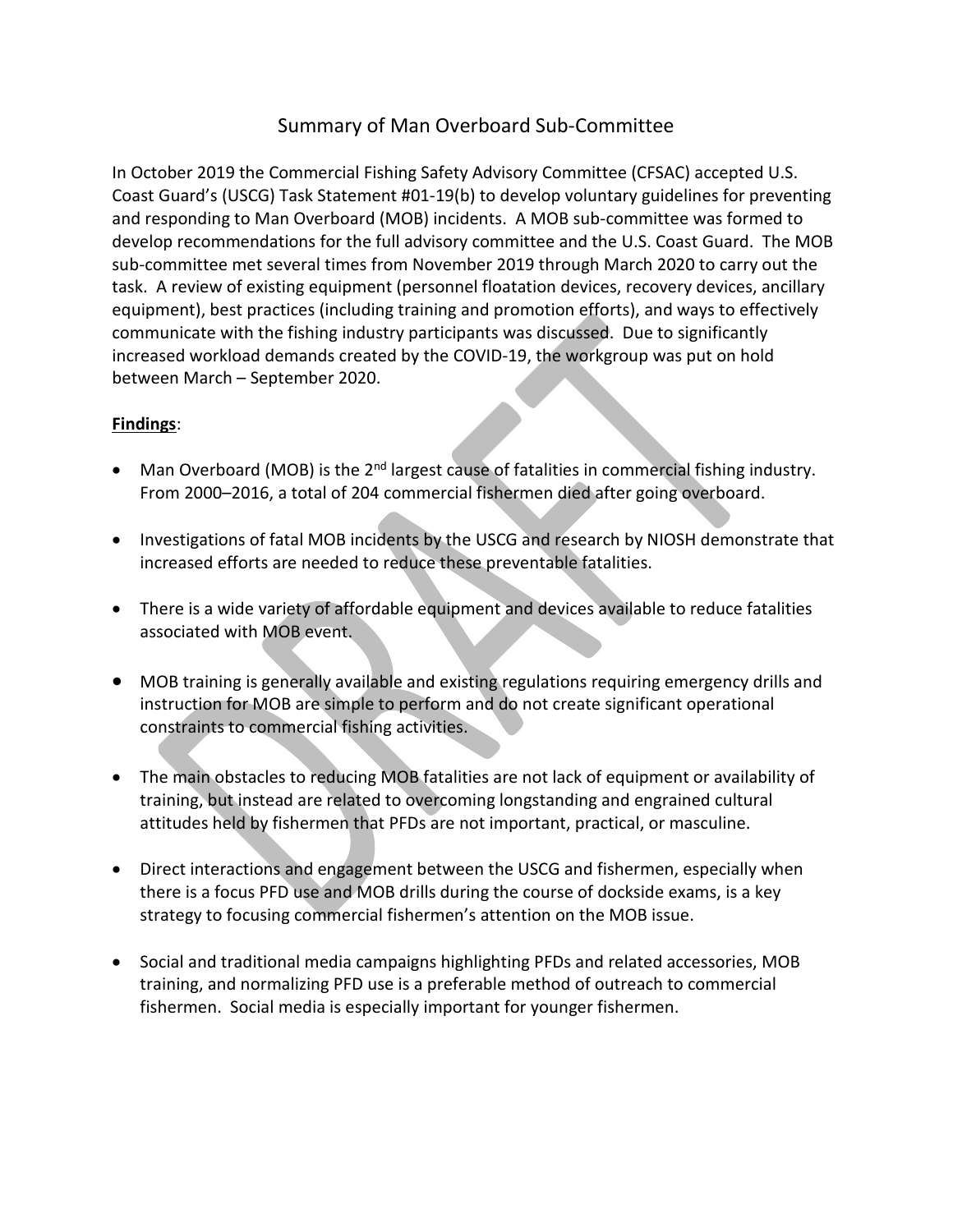# Summary of Man Overboard Sub-Committee

In October 2019 the Commercial Fishing Safety Advisory Committee (CFSAC) accepted U.S. Coast Guard's (USCG) Task Statement #01-19(b) to develop voluntary guidelines for preventing and responding to Man Overboard (MOB) incidents. A MOB sub-committee was formed to develop recommendations for the full advisory committee and the U.S. Coast Guard. The MOB sub-committee met several times from November 2019 through March 2020 to carry out the task. A review of existing equipment (personnel floatation devices, recovery devices, ancillary equipment), best practices (including training and promotion efforts), and ways to effectively communicate with the fishing industry participants was discussed. Due to significantly increased workload demands created by the COVID-19, the workgroup was put on hold between March – September 2020.

**<u>Findings</u>**:

- Man Overboard (MOB) is the 2nd largest cause of fatalities in commercial fishing industry. From 2000–2016, a total of 204 commercial fishermen died after going overboard.
- Investigations of fatal MOB incidents by the USCG and research by NIOSH demonstrate that increased efforts are needed to reduce these preventable fatalities.
- There is a wide variety of affordable equipment and devices available to reduce fatalities associated with MOB event.
- MOB training is generally available and existing regulations requiring emergency drills and instruction for MOB are simple to perform and do not create significant operational constraints to commercial fishing activities.
- The main obstacles to reducing MOB fatalities are not lack of equipment or availability of training, but instead are related to overcoming longstanding and engrained cultural attitudes held by fishermen that PFDs are not important, practical, or masculine.
- Direct interactions and engagement between the USCG and fishermen, especially when there is a focus PFD use and MOB drills during the course of dockside exams, is a key strategy to focusing commercial fishermen's attention on the MOB issue.
- Social and traditional media campaigns highlighting PFDs and related accessories, MOB training, and normalizing PFD use is a preferable method of outreach to commercial fishermen. Social media is especially important for younger fishermen.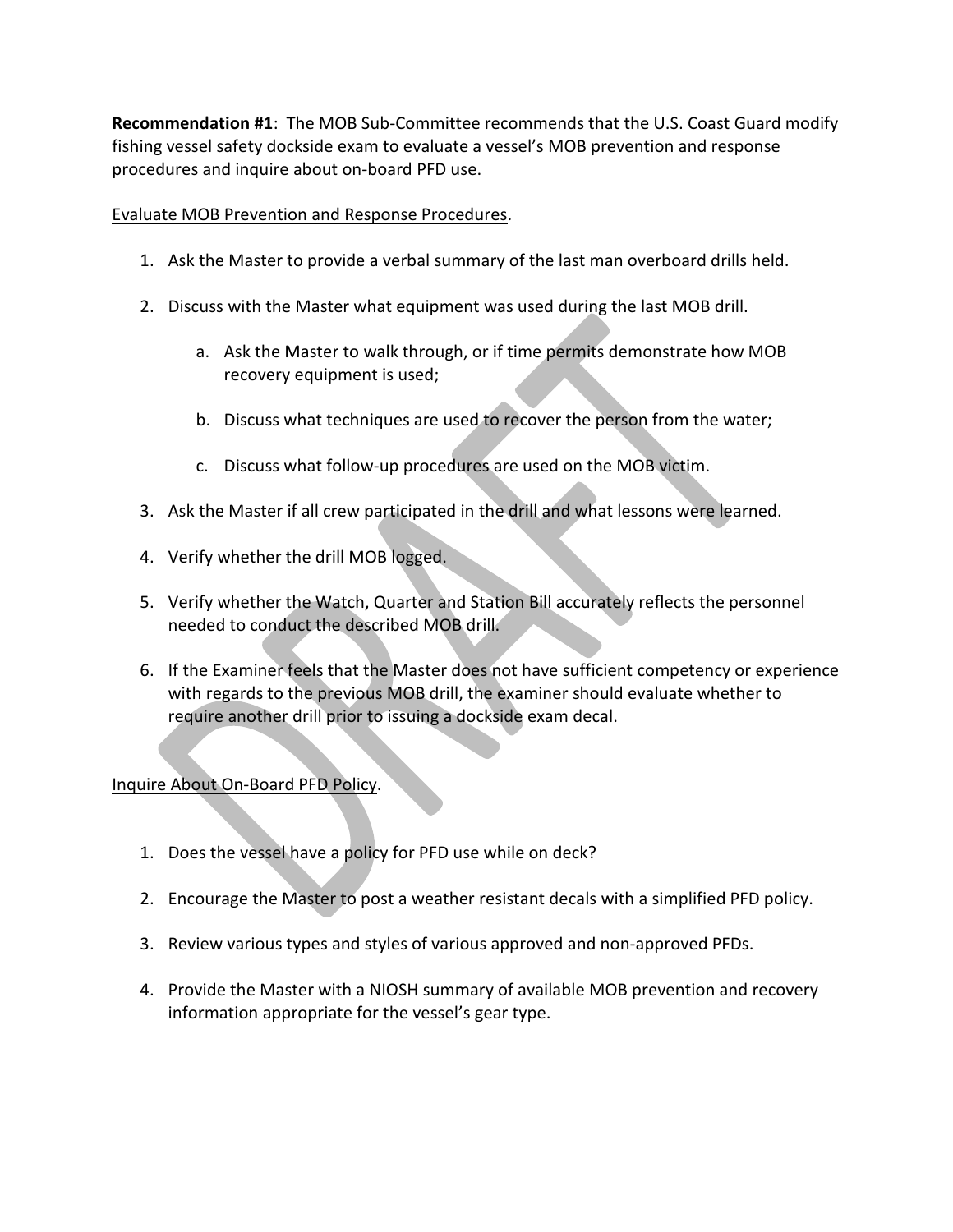**Recommendation #1**: The MOB Sub-Committee recommends that the U.S. Coast Guard modify fishing vessel safety dockside exam to evaluate a vessel's MOB prevention and response procedures and inquire about on-board PFD use.

Evaluate MOB Prevention and Response Procedures.

1. Ask the Master to provide a verbal summary of the last man overboard drills held.
2. Discuss with the Master what equipment was used during the last MOB drill.
    a. Ask the Master to walk through, or if time permits demonstrate how MOB recovery equipment is used;
    b. Discuss what techniques are used to recover the person from the water;
    c. Discuss what follow-up procedures are used on the MOB victim.
3. Ask the Master if all crew participated in the drill and what lessons were learned.
4. Verify whether the drill MOB logged.
5. Verify whether the Watch, Quarter and Station Bill accurately reflects the personnel needed to conduct the described MOB drill.
6. If the Examiner feels that the Master does not have sufficient competency or experience with regards to the previous MOB drill, the examiner should evaluate whether to require another drill prior to issuing a dockside exam decal.

Inquire About On-Board PFD Policy.

1. Does the vessel have a policy for PFD use while on deck?
2. Encourage the Master to post a weather resistant decals with a simplified PFD policy.
3. Review various types and styles of various approved and non-approved PFDs.
4. Provide the Master with a NIOSH summary of available MOB prevention and recovery information appropriate for the vessel's gear type.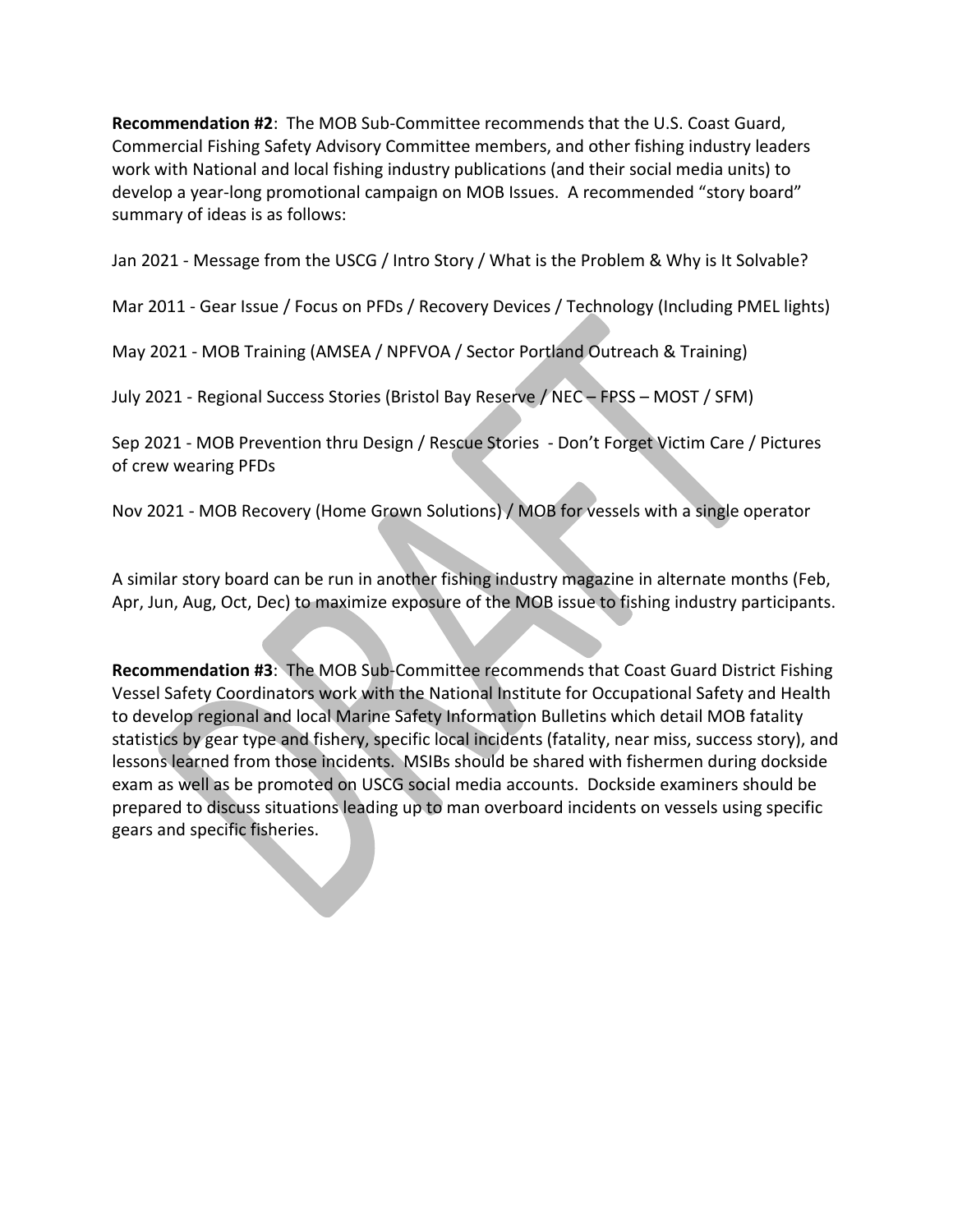**Recommendation #2**: The MOB Sub-Committee recommends that the U.S. Coast Guard, Commercial Fishing Safety Advisory Committee members, and other fishing industry leaders work with National and local fishing industry publications (and their social media units) to develop a year-long promotional campaign on MOB Issues. A recommended "story board" summary of ideas is as follows:

Jan 2021 - Message from the USCG / Intro Story / What is the Problem & Why is It Solvable?

Mar 2011 - Gear Issue / Focus on PFDs / Recovery Devices / Technology (Including PMEL lights)

May 2021 - MOB Training (AMSEA / NPFVOA / Sector Portland Outreach & Training)

July 2021 - Regional Success Stories (Bristol Bay Reserve / NEC – FPSS – MOST / SFM)

Sep 2021 - MOB Prevention thru Design / Rescue Stories - Don't Forget Victim Care / Pictures of crew wearing PFDs

Nov 2021 - MOB Recovery (Home Grown Solutions) / MOB for vessels with a single operator

A similar story board can be run in another fishing industry magazine in alternate months (Feb, Apr, Jun, Aug, Oct, Dec) to maximize exposure of the MOB issue to fishing industry participants.

**Recommendation #3**: The MOB Sub-Committee recommends that Coast Guard District Fishing Vessel Safety Coordinators work with the National Institute for Occupational Safety and Health to develop regional and local Marine Safety Information Bulletins which detail MOB fatality statistics by gear type and fishery, specific local incidents (fatality, near miss, success story), and lessons learned from those incidents. MSIBs should be shared with fishermen during dockside exam as well as be promoted on USCG social media accounts. Dockside examiners should be prepared to discuss situations leading up to man overboard incidents on vessels using specific gears and specific fisheries.